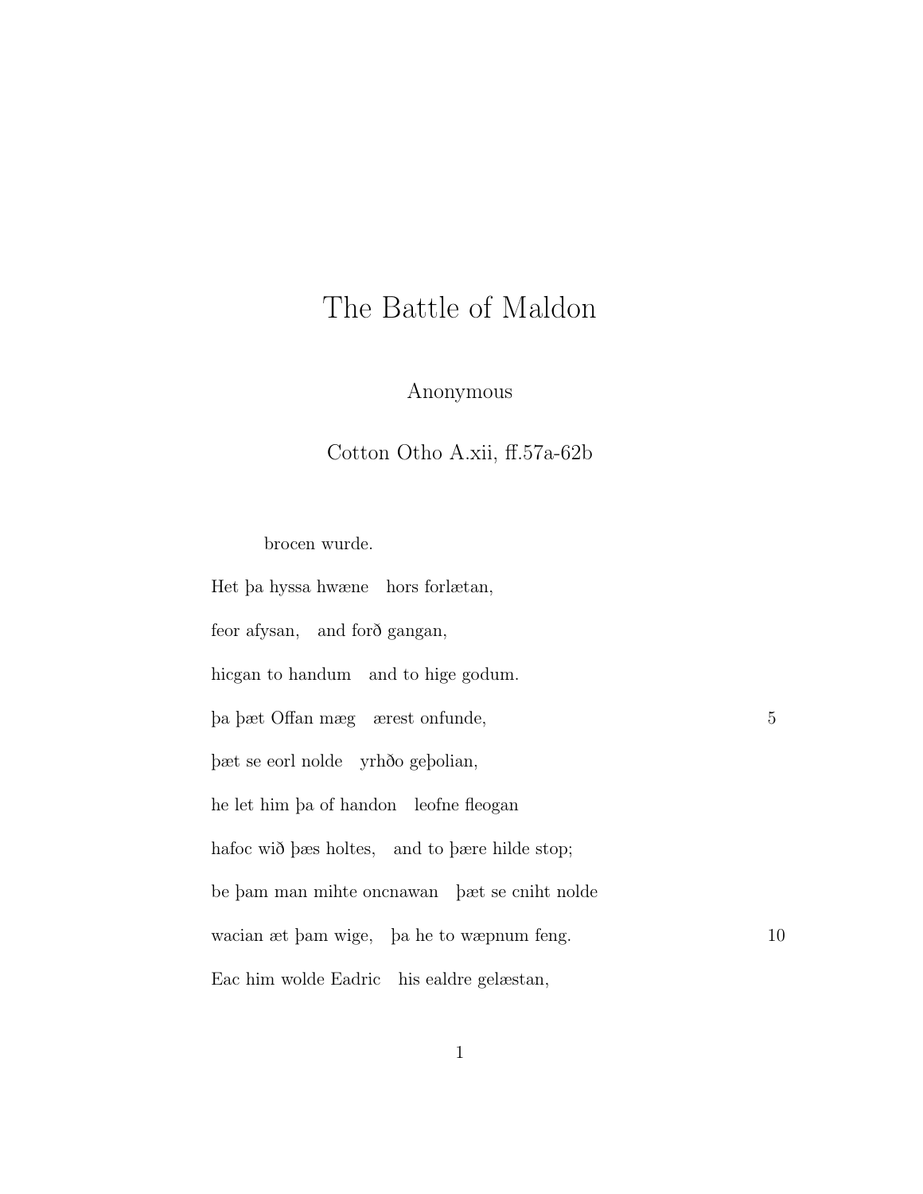# The Battle of Maldon

Anonymous

Cotton Otho A.xii, ff.57a-62b

brocen wurde.

Het þa hyssa hwæne hors forlætan,

feor afysan, and forð gangan,

hicgan to handum and to hige godum.

þa þæt Offan mæg ærest onfunde, 5

þæt se eorl nolde yrhðo geþolian,

he let him þa of handon leofne fleogan

hafoc wið þæs holtes, and to þære hilde stop;

be þam man mihte oncnawan þæt se cniht nolde

wacian æt þam wige, þa he to wæpnum feng. 10

Eac him wolde Eadric his ealdre gelæstan,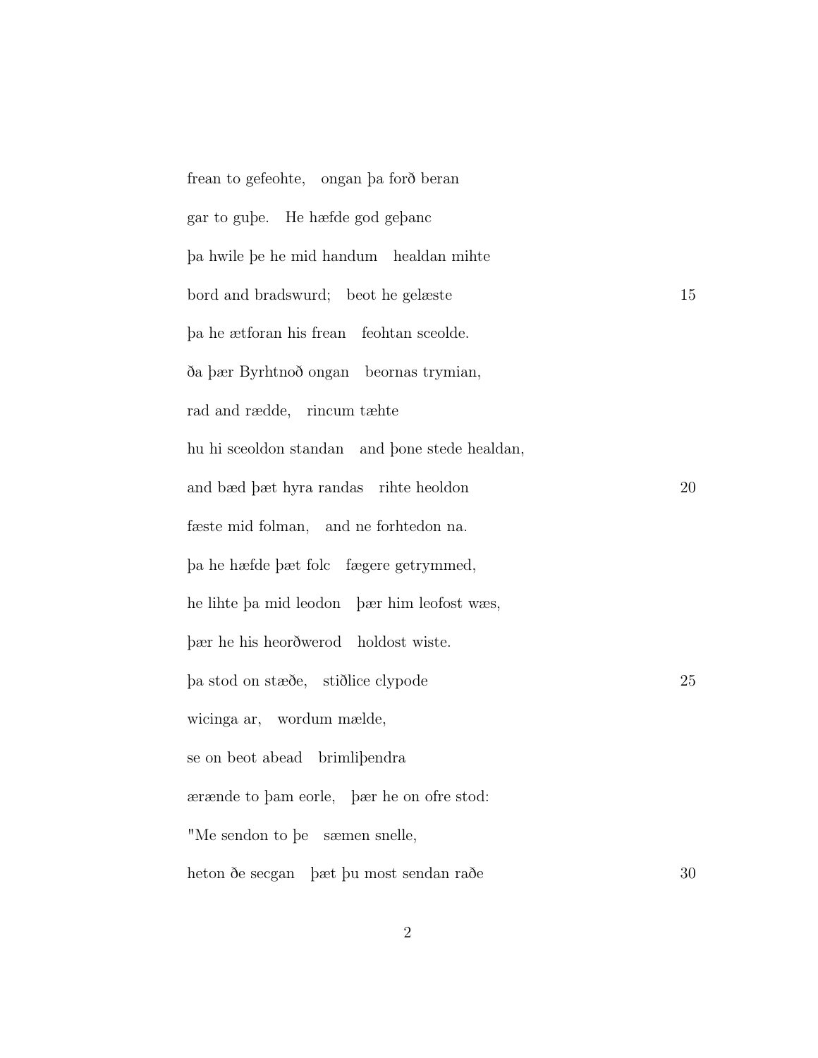frean to gefeohte,  ongan þa forð beran

gar to guþe.  He hæfde god geþanc

þa hwile þe he mid handum  healdan mihte

bord and bradswurd;  beot he gelæste  15

þa he ætforan his frean  feohtan sceolde.

ða þær Byrhtnoð ongan  beornas trymian,

rad and rædde,  rincum tæhte

hu hi sceoldon standan  and þone stede healdan,

and bæd þæt hyra randas  rihte heoldon  20

fæste mid folman,  and ne forhtedon na.

þa he hæfde þæt folc  fægere getrymmed,

he lihte þa mid leodon  þær him leofost wæs,

þær he his heorðwerod  holdost wiste.

þa stod on stæðe,  stiðlice clypode  25

wicinga ar,  wordum mælde,

se on beot abead  brimliþendra

ærænde to þam eorle,  þær he on ofre stod:

"Me sendon to þe  sæmen snelle,

heton ðe secgan  þæt þu most sendan raðe  30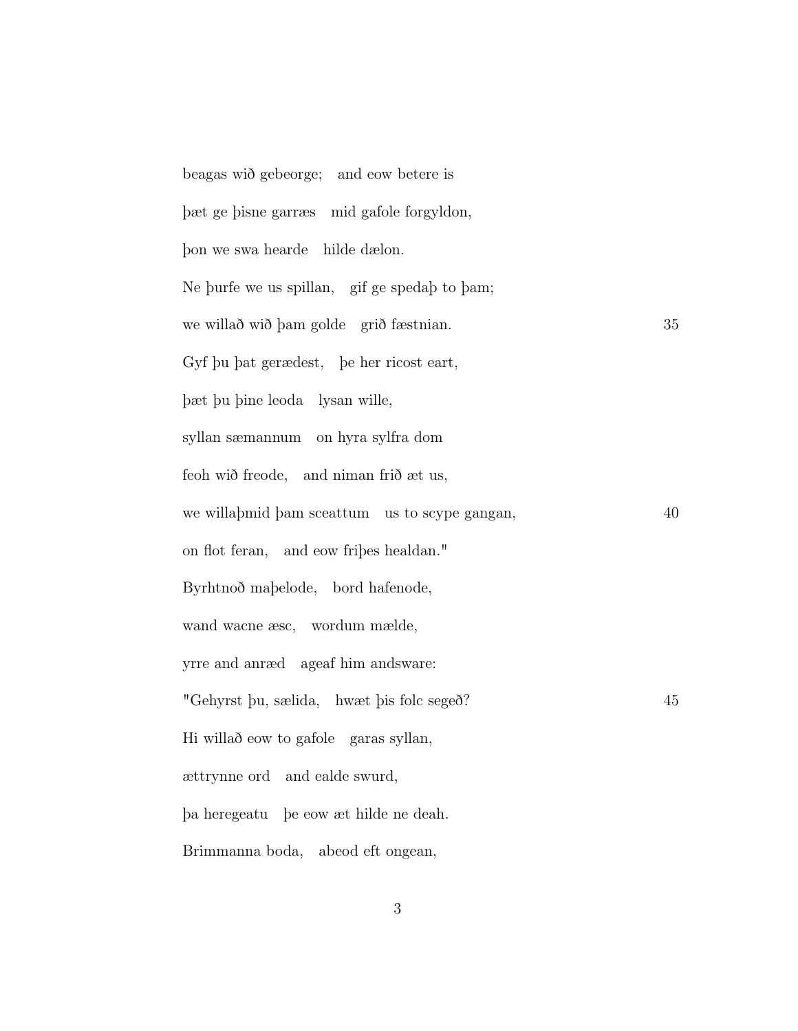beagas wið gebeorge;   and eow betere is

þæt ge þisne garræs   mid gafole forgyldon,

þon we swa hearde   hilde dælon.

Ne þurfe we us spillan,   gif ge spedaþ to þam;

we willað wið þam golde   grið fæstnian.   35

Gyf þu þat gerædest,   þe her ricost eart,

þæt þu þine leoda   lysan wille,

syllan sæmannum   on hyra sylfra dom

feoh wið freode,   and niman frið æt us,

we willaþmid þam sceattum   us to scype gangan,   40

on flot feran,   and eow friþes healdan."

Byrhtnoð maþelode,   bord hafenode,

wand wacne æsc,   wordum mælde,

yrre and anræd   ageaf him andsware:

"Gehyrst þu, sælida,   hwæt þis folc segeð?   45

Hi willað eow to gafole   garas syllan,

ættrynne ord   and ealde swurd,

þa heregeatu   þe eow æt hilde ne deah.

Brimmanna boda,   abeod eft ongean,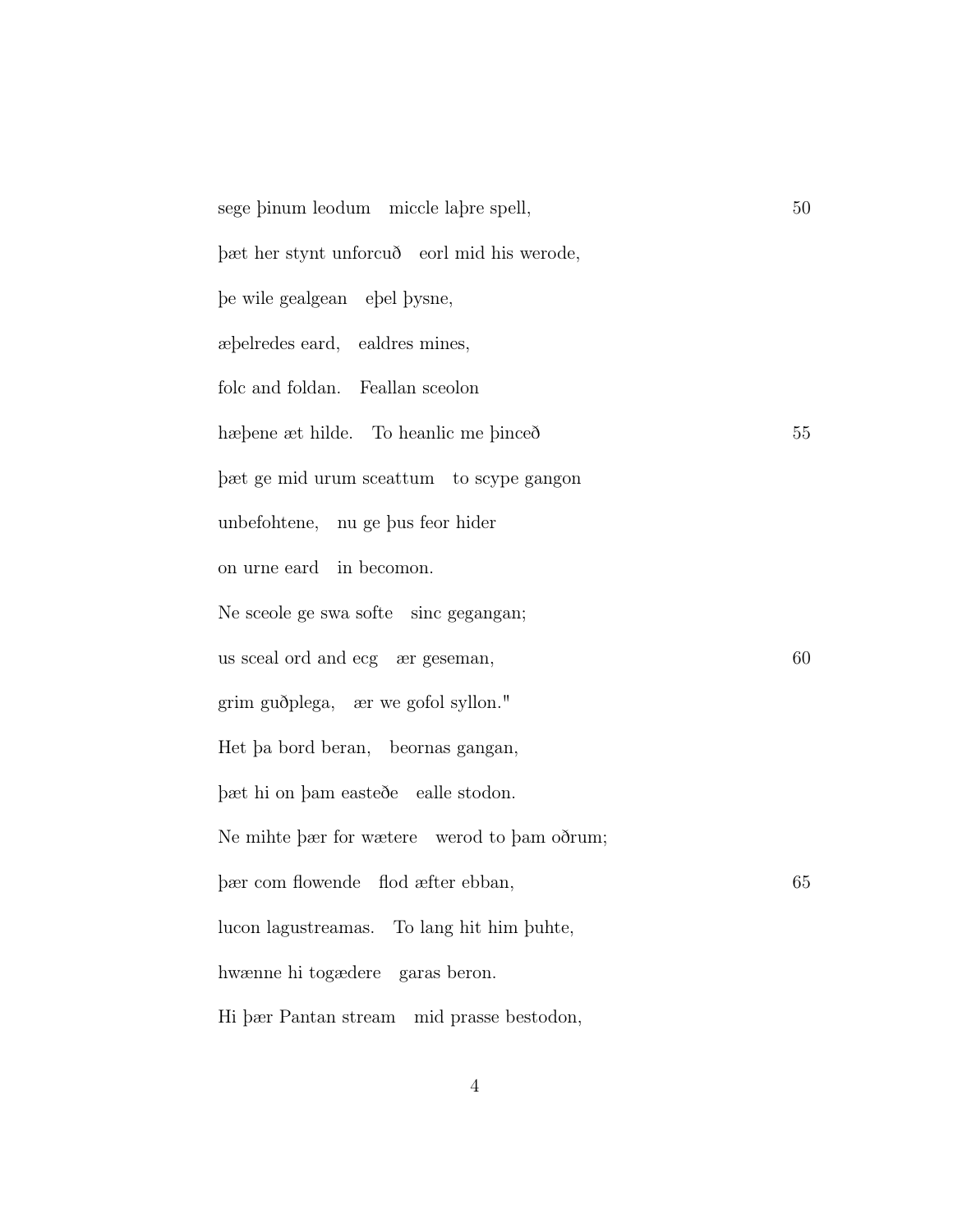sege þinum leodum  miccle laþre spell, 50

þæt her stynt unforcuð  eorl mid his werode,

þe wile gealgean  eþel þysne,

æþelredes eard,  ealdres mines,

folc and foldan.  Feallan sceolon

hæþene æt hilde.  To heanlic me þinceð 55

þæt ge mid urum sceattum  to scype gangon

unbefohtene,  nu ge þus feor hider

on urne eard  in becomon.

Ne sceole ge swa softe  sinc gegangan;

us sceal ord and ecg  ær geseman, 60

grim guðplega,  ær we gofol syllon."

Het þa bord beran,  beornas gangan,

þæt hi on þam easteðe  ealle stodon.

Ne mihte þær for wætere  werod to þam oðrum;

þær com flowende  flod æfter ebban, 65

lucon lagustreamas.  To lang hit him þuhte,

hwænne hi togædere  garas beron.

Hi þær Pantan stream  mid prasse bestodon,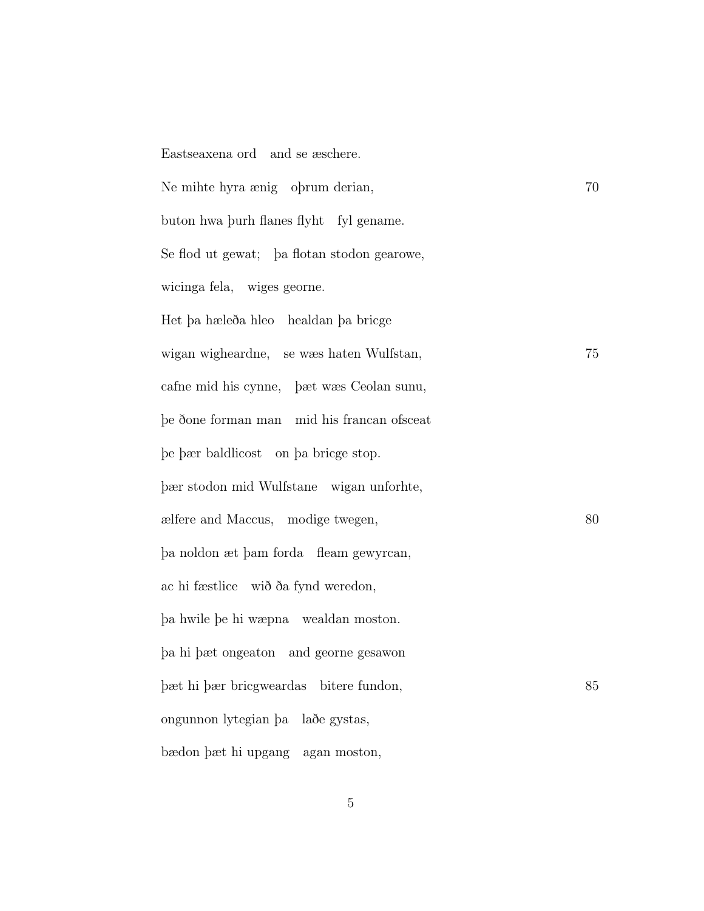Eastseaxena ord   and se æschere.

Ne mihte hyra ænig   oþrum derian,   70

buton hwa þurh flanes flyht   fyl gename.

Se flod ut gewat;   þa flotan stodon gearowe,

wicinga fela,   wiges georne.

Het þa hæleða hleo   healdan þa bricge

wigan wigheardne,   se wæs haten Wulfstan,   75

cafne mid his cynne,   þæt wæs Ceolan sunu,

þe ðone forman man   mid his francan ofsceat

þe þær baldlicost   on þa bricge stop.

þær stodon mid Wulfstane   wigan unforhte,

ælfere and Maccus,   modige twegen,   80

þa noldon æt þam forda   fleam gewyrcan,

ac hi fæstlice   wið ða fynd weredon,

þa hwile þe hi wæpna   wealdan moston.

þa hi þæt ongeaton   and georne gesawon

þæt hi þær bricgweardas   bitere fundon,   85

ongunnon lytegian þa   laðe gystas,

bædon þæt hi upgang   agan moston,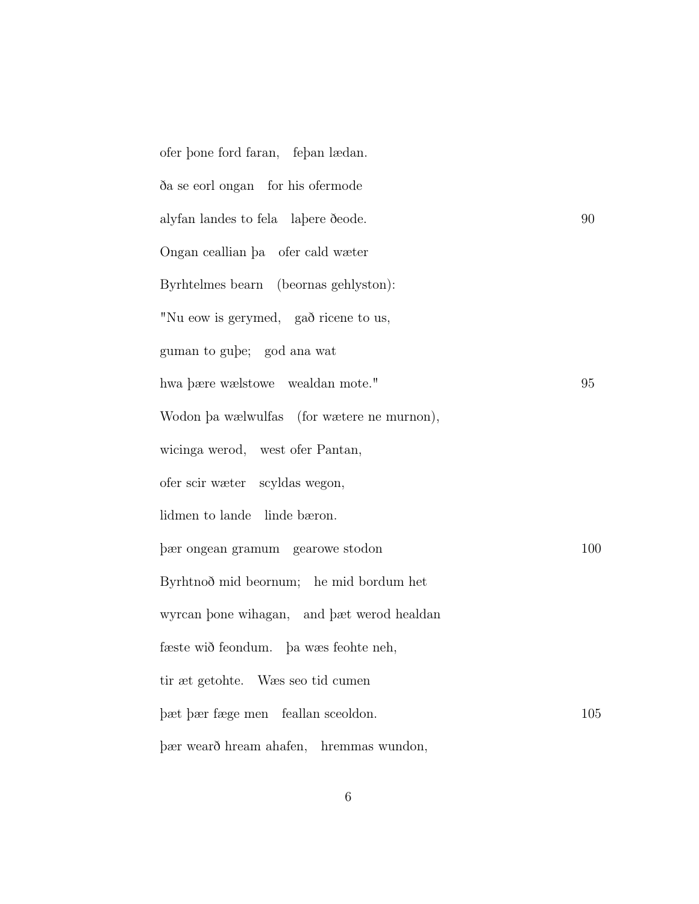ofer þone ford faran,   feþan lædan.

ða se eorl ongan   for his ofermode

alyfan landes to fela   laþere ðeode.   90

Ongan ceallian þa   ofer cald wæter

Byrhtelmes bearn   (beornas gehlyston):

"Nu eow is gerymed,   gað ricene to us,

guman to guþe;   god ana wat

hwa þære wælstowe   wealdan mote."   95

Wodon þa wælwulfas   (for wætere ne murnon),

wicinga werod,   west ofer Pantan,

ofer scir wæter   scyldas wegon,

lidmen to lande   linde bæron.

þær ongean gramum   gearowe stodon   100

Byrhtnoð mid beornum;   he mid bordum het

wyrcan þone wihagan,   and þæt werod healdan

fæste wið feondum.   þa wæs feohte neh,

tir æt getohte.   Wæs seo tid cumen

þæt þær fæge men   feallan sceoldon.   105

þær wearð hream ahafen,   hremmas wundon,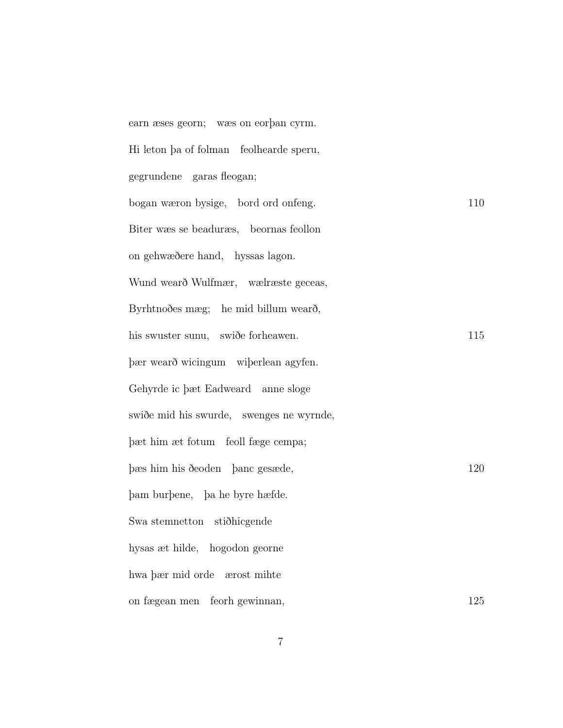earn æses georn; wæs on eorþan cyrm.
Hi leton þa of folman feolhearde speru,
gegrundene garas fleogan;
bogan wæron bysige, bord ord onfeng. 110
Biter wæs se beaduræs, beornas feollon
on gehwæðere hand, hyssas lagon.
Wund wearð Wulfmær, wælræste geceas,
Byrhtnoðes mæg; he mid billum wearð,
his swuster sunu, swiðe forheawen. 115
þær wearð wicingum wiþerlean agyfen.
Gehyrde ic þæt Eadweard anne sloge
swiðe mid his swurde, swenges ne wyrnde,
þæt him æt fotum feoll fæge cempa;
þæs him his ðeoden þanc gesæde, 120
þam burþene, þa he byre hæfde.
Swa stemnetton stiðhicgende
hysas æt hilde, hogodon georne
hwa þær mid orde ærost mihte
on fægean men feorh gewinnan, 125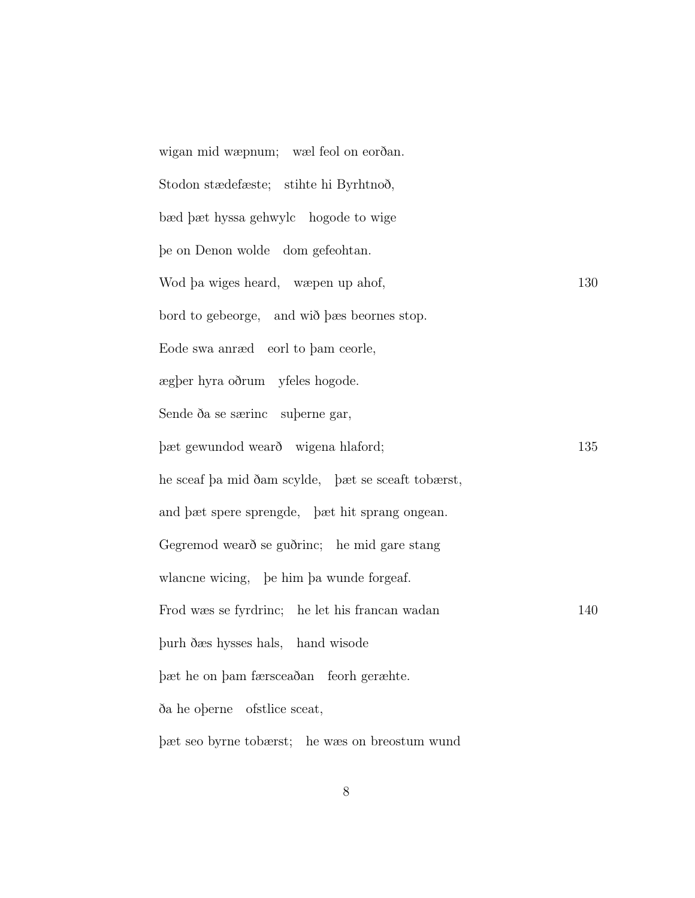wigan mid wæpnum; wæl feol on eorðan.

Stodon stædefæste; stihte hi Byrhtnoð,

bæd þæt hyssa gehwylc hogode to wige

þe on Denon wolde dom gefeohtan.

Wod þa wiges heard, wæpen up ahof, 130

bord to gebeorge, and wið þæs beornes stop.

Eode swa anræd eorl to þam ceorle,

ægþer hyra oðrum yfeles hogode.

Sende ða se særinc suþerne gar,

þæt gewundod wearð wigena hlaford; 135

he sceaf þa mid ðam scylde, þæt se sceaft tobærst,

and þæt spere sprengde, þæt hit sprang ongean.

Gegremod wearð se guðrinc; he mid gare stang

wlancne wicing, þe him þa wunde forgeaf.

Frod wæs se fyrdrinc; he let his francan wadan 140

þurh ðæs hysses hals, hand wisode

þæt he on þam færsceaðan feorh geræhte.

ða he oþerne ofstlice sceat,

þæt seo byrne tobærst; he wæs on breostum wund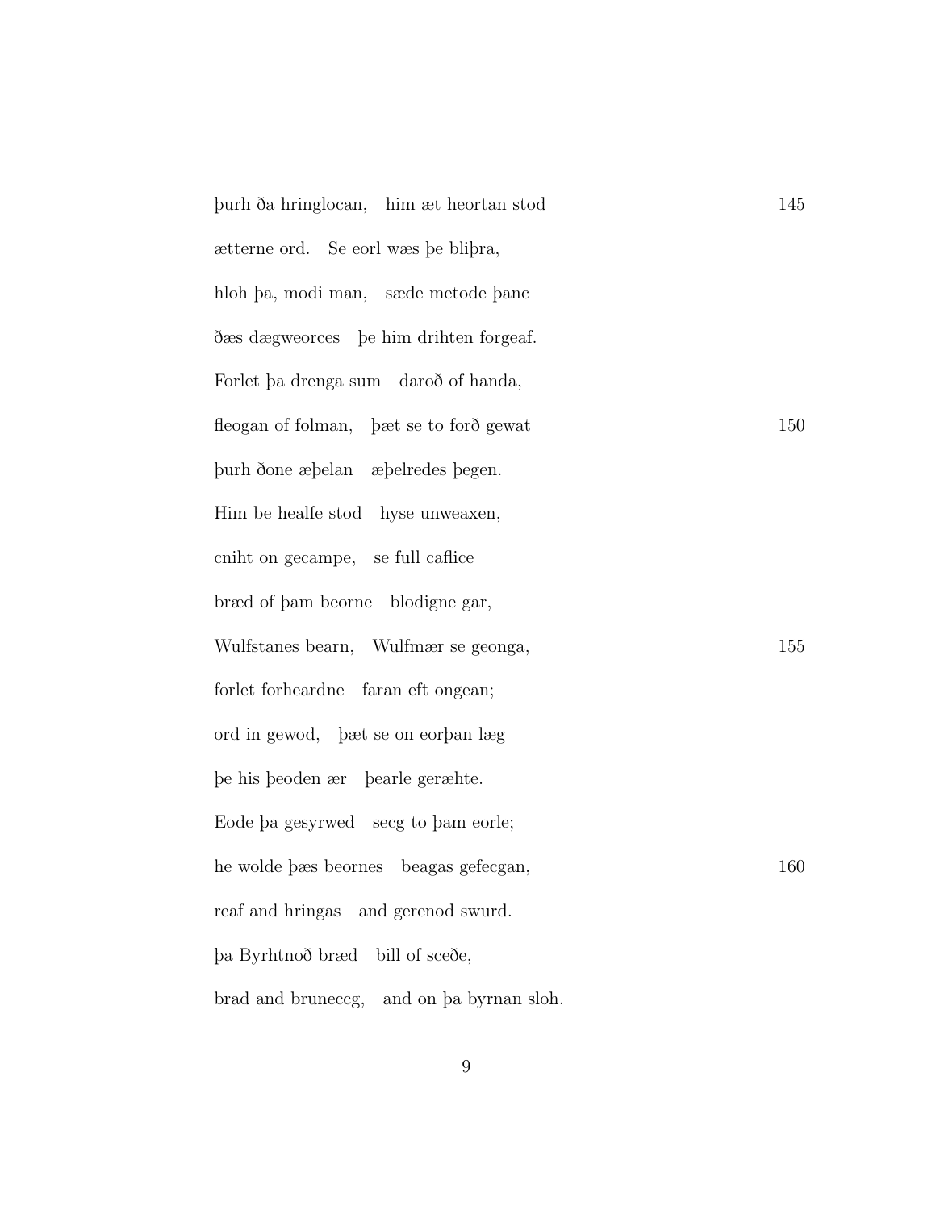þurh ða hringlocan,    him æt heortan stod    145
ætterne ord.    Se eorl wæs þe bliþra,
hloh þa, modi man,    sæde metode þanc
ðæs dægweorces    þe him drihten forgeaf.
Forlet þa drenga sum    daroð of handa,
fleogan of folman,    þæt se to forð gewat    150
þurh ðone æþelan    æþelredes þegen.
Him be healfe stod    hyse unweaxen,
cniht on gecampe,    se full caflice
bræd of þam beorne    blodigne gar,
Wulfstanes bearn,    Wulfmær se geonga,    155
forlet forheardne    faran eft ongean;
ord in gewod,    þæt se on eorþan læg
þe his þeoden ær    þearle geræhte.
Eode þa gesyrwed    secg to þam eorle;
he wolde þæs beornes    beagas gefecgan,    160
reaf and hringas    and gerenod swurd.
þa Byrhtnoð bræd    bill of sceðe,
brad and bruneccg,    and on þa byrnan sloh.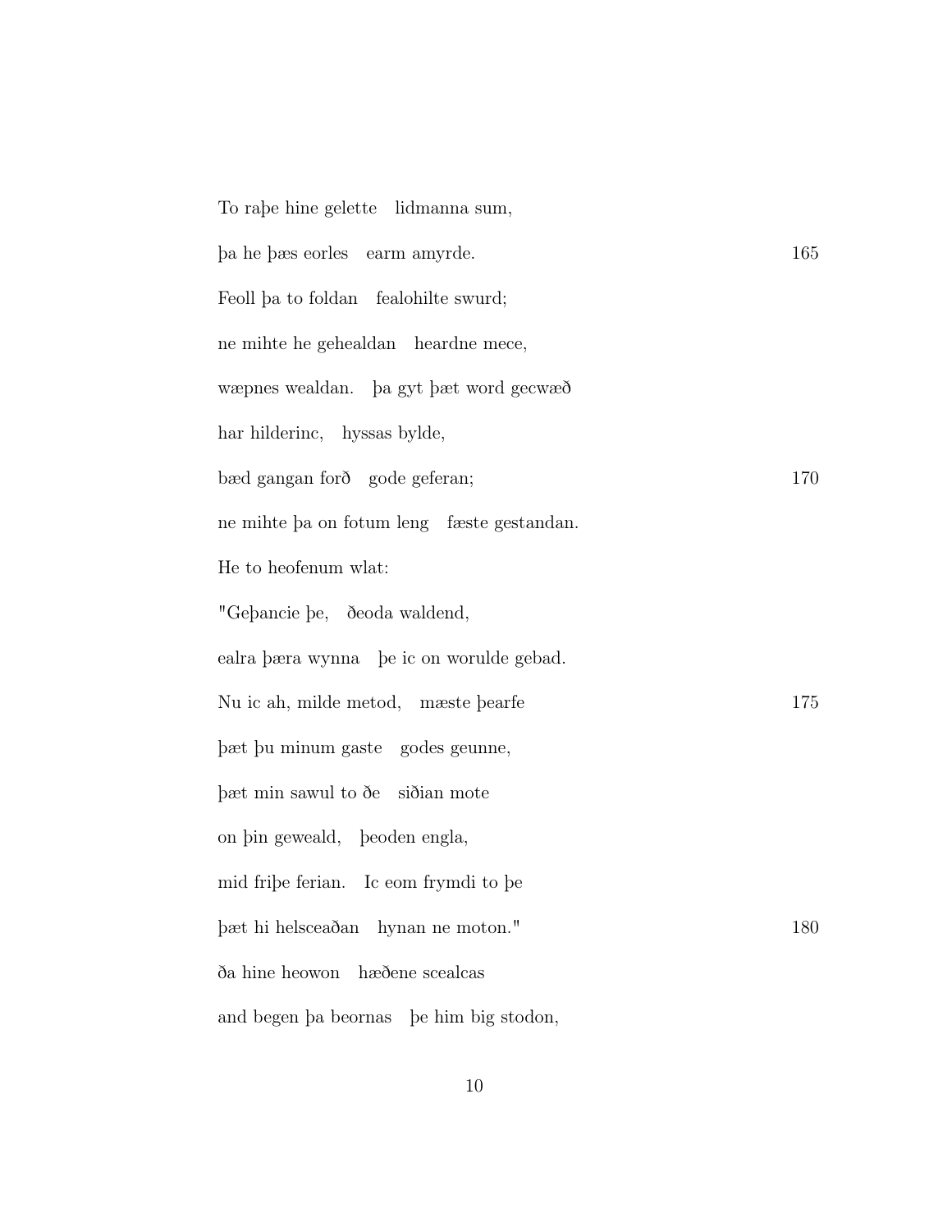To raþe hine gelette   lidmanna sum,

þa he þæs eorles   earm amyrde.   165

Feoll þa to foldan   fealohilte swurd;

ne mihte he gehealdan   heardne mece,

wæpnes wealdan.   þa gyt þæt word gecwæð

har hilderinc,   hyssas bylde,

bæd gangan forð   gode geferan;   170

ne mihte þa on fotum leng   fæste gestandan.

He to heofenum wlat:

"Geþancie þe,   ðeoda waldend,

ealra þæra wynna   þe ic on worulde gebad.

Nu ic ah, milde metod,   mæste þearfe   175

þæt þu minum gaste   godes geunne,

þæt min sawul to ðe   siðian mote

on þin geweald,   þeoden engla,

mid friþe ferian.   Ic eom frymdi to þe

þæt hi helsceaðan   hynan ne moton."   180

ða hine heowon   hæðene scealcas

and begen þa beornas   þe him big stodon,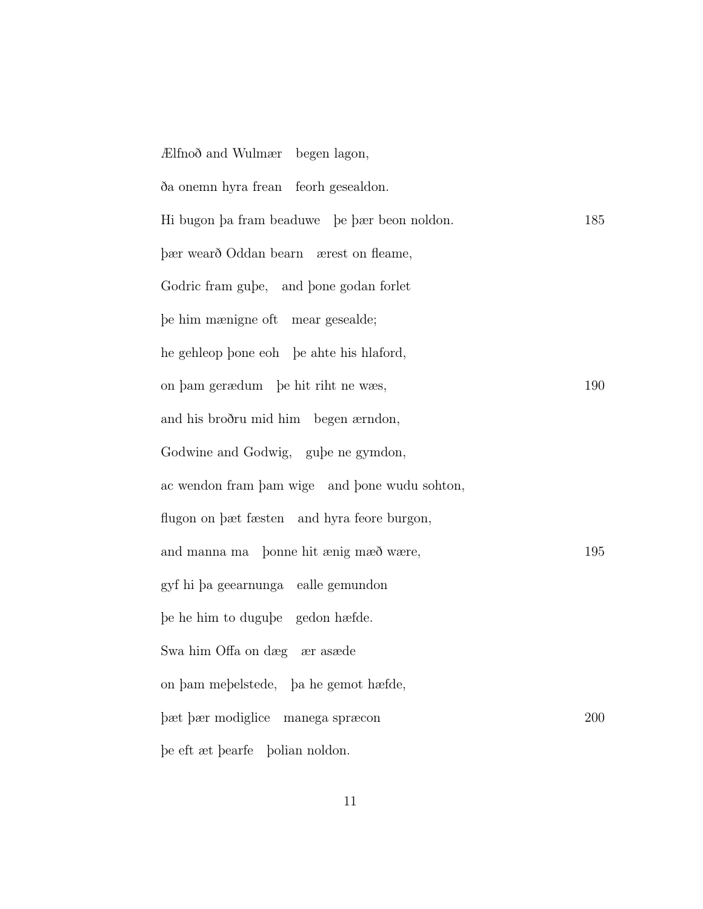Ælfnoð and Wulmær  begen lagon,

ða onemn hyra frean  feorh gesealdon.

Hi bugon þa fram beaduwe  þe þær beon noldon.  185

þær wearð Oddan bearn  ærest on fleame,

Godric fram guþe,  and þone godan forlet

þe him mænigne oft  mear gesealde;

he gehleop þone eoh  þe ahte his hlaford,

on þam gerædum  þe hit riht ne wæs,  190

and his broðru mid him  begen ærndon,

Godwine and Godwig,  guþe ne gymdon,

ac wendon fram þam wige  and þone wudu sohton,

flugon on þæt fæsten  and hyra feore burgon,

and manna ma  þonne hit ænig mæð wære,  195

gyf hi þa geearnunga  ealle gemundon

þe he him to duguþe  gedon hæfde.

Swa him Offa on dæg  ær asæde

on þam meþelstede,  þa he gemot hæfde,

þæt þær modiglice  manega spræcon  200

þe eft æt þearfe  þolian noldon.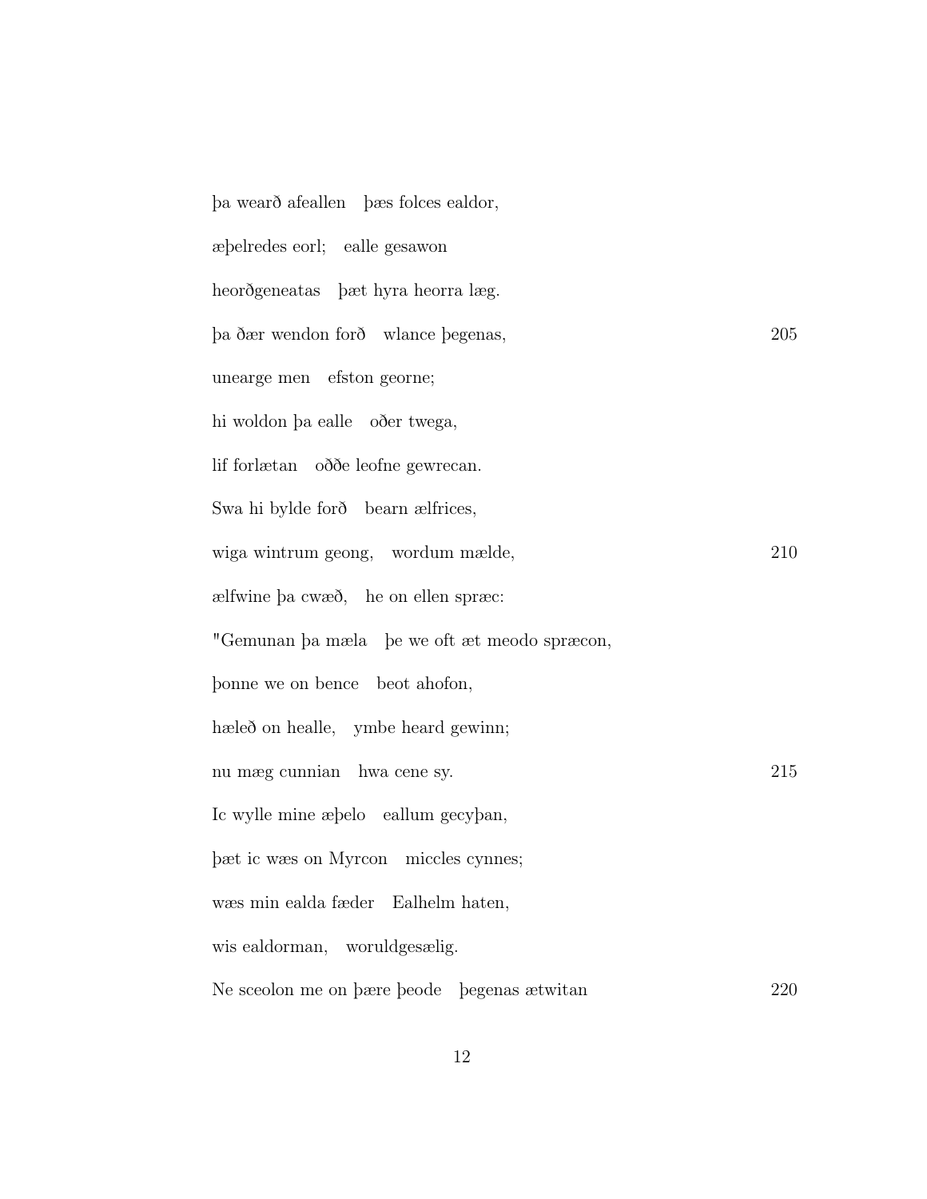þa wearð afeallen   þæs folces ealdor,

æþelredes eorl;   ealle gesawon

heorðgeneatas   þæt hyra heorra læg.

þa ðær wendon forð   wlance þegenas,   205

unearge men   efston georne;

hi woldon þa ealle   oðer twega,

lif forlætan   oððe leofne gewrecan.

Swa hi bylde forð   bearn ælfrices,

wiga wintrum geong,   wordum mælde,   210

ælfwine þa cwæð,   he on ellen spræc:

"Gemunan þa mæla   þe we oft æt meodo spræcon,

þonne we on bence   beot ahofon,

hæleð on healle,   ymbe heard gewinn;

nu mæg cunnian   hwa cene sy.   215

Ic wylle mine æþelo   eallum gecyþan,

þæt ic wæs on Myrcon   miccles cynnes;

wæs min ealda fæder   Ealhelm haten,

wis ealdorman,   woruldgesælig.

Ne sceolon me on þære þeode   þegenas ætwitan   220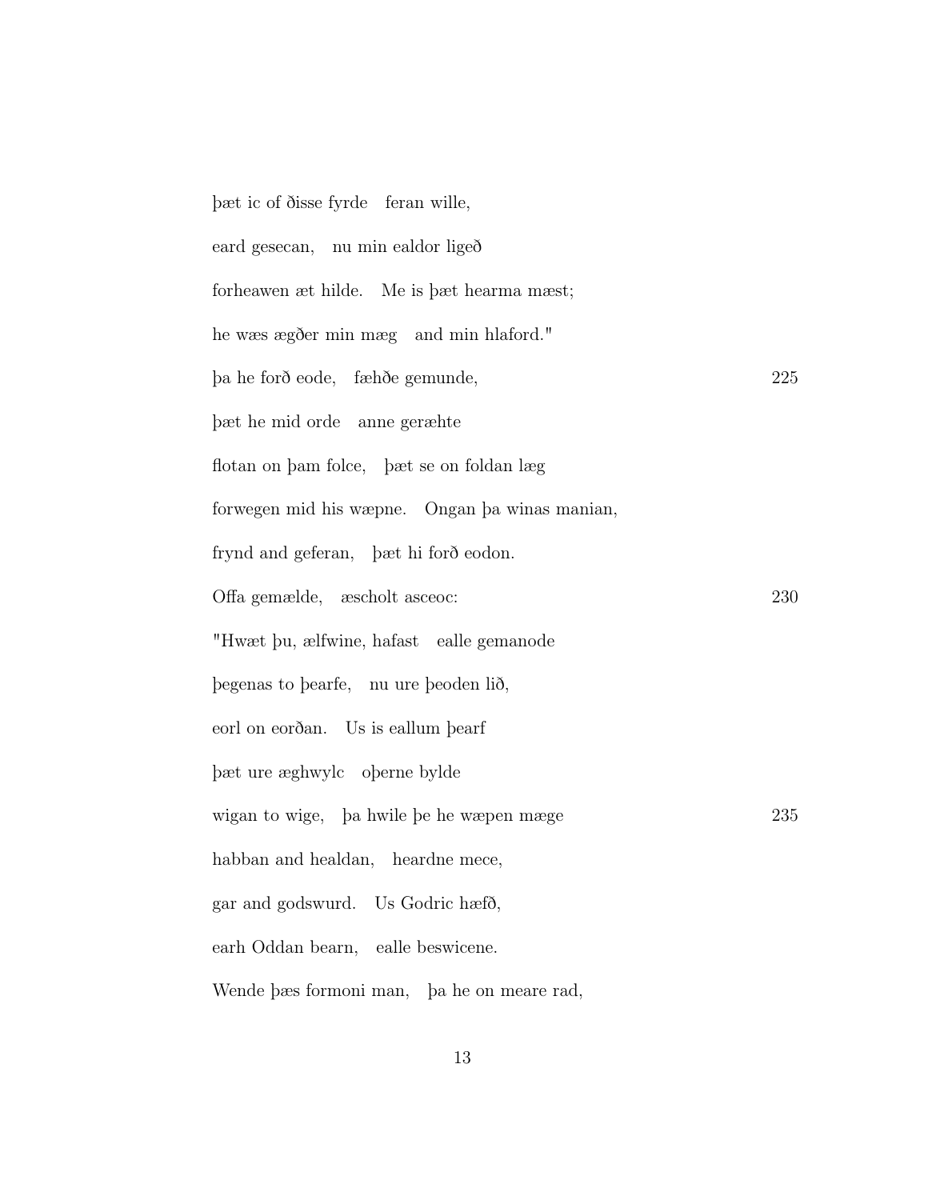þæt ic of ðisse fyrde   feran wille,

eard gesecan,   nu min ealdor ligeð

forheawen æt hilde.   Me is þæt hearma mæst;

he wæs ægðer min mæg   and min hlaford."

þa he forð eode,   fæhðe gemunde,   225

þæt he mid orde   anne geræhte

flotan on þam folce,   þæt se on foldan læg

forwegen mid his wæpne.   Ongan þa winas manian,

frynd and geferan,   þæt hi forð eodon.

Offa gemælde,   æscholt asceoc:   230

"Hwæt þu, ælfwine, hafast   ealle gemanode

þegenas to þearfe,   nu ure þeoden lið,

eorl on eorðan.   Us is eallum þearf

þæt ure æghwylc   oþerne bylde

wigan to wige,   þa hwile þe he wæpen mæge   235

habban and healdan,   heardne mece,

gar and godswurd.   Us Godric hæfð,

earh Oddan bearn,   ealle beswicene.

Wende þæs formoni man,   þa he on meare rad,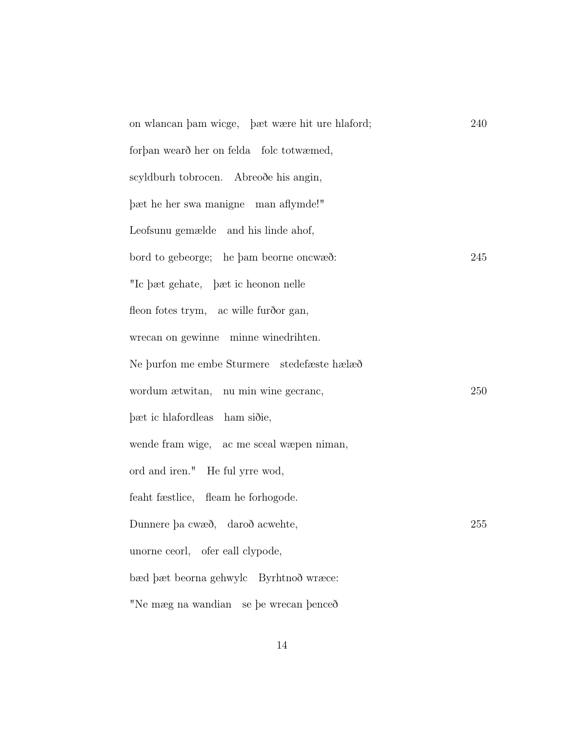on wlancan þam wicge,   þæt wære hit ure hlaford;   240

forþan wearð her on felda   folc totwæmed,

scyldburh tobrocen.   Abreoðe his angin,

þæt he her swa manigne   man aflymde!"

Leofsunu gemælde   and his linde ahof,

bord to gebeorge;   he þam beorne oncwæð:   245

"Ic þæt gehate,   þæt ic heonon nelle

fleon fotes trym,   ac wille furðor gan,

wrecan on gewinne   minne winedrihten.

Ne þurfon me embe Sturmere   stedefæste hælæð

wordum ætwitan,   nu min wine gecranc,   250

þæt ic hlafordleas   ham siðie,

wende fram wige,   ac me sceal wæpen niman,

ord and iren."   He ful yrre wod,

feaht fæstlice,   fleam he forhogode.

Dunnere þa cwæð,   daroð acwehte,   255

unorne ceorl,   ofer eall clypode,

bæd þæt beorna gehwylc   Byrhtnoð wræce:

"Ne mæg na wandian   se þe wrecan þenceð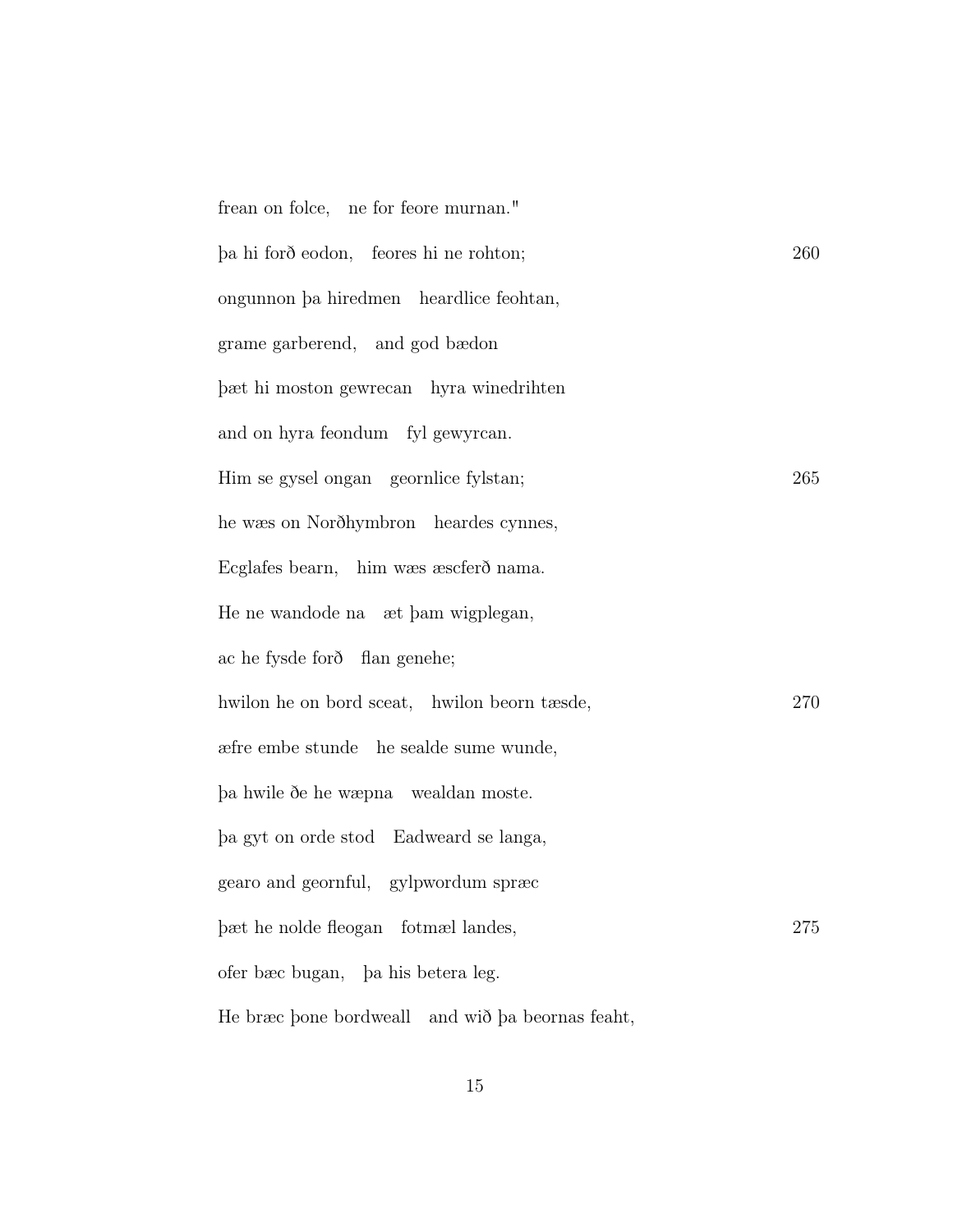frean on folce, ne for feore murnan."

þa hi forð eodon, feores hi ne rohton; 260

ongunnon þa hiredmen heardlice feohtan,

grame garberend, and god bædon

þæt hi moston gewrecan hyra winedrihten

and on hyra feondum fyl gewyrcan.

Him se gysel ongan geornlice fylstan; 265

he wæs on Norðhymbron heardes cynnes,

Ecglafes bearn, him wæs æscferð nama.

He ne wandode na æt þam wigplegan,

ac he fysde forð flan genehe;

hwilon he on bord sceat, hwilon beorn tæsde, 270

æfre embe stunde he sealde sume wunde,

þa hwile ðe he wæpna wealdan moste.

þa gyt on orde stod Eadweard se langa,

gearo and geornful, gylpwordum spræc

þæt he nolde fleogan fotmæl landes, 275

ofer bæc bugan, þa his betera leg.

He bræc þone bordweall and wið þa beornas feaht,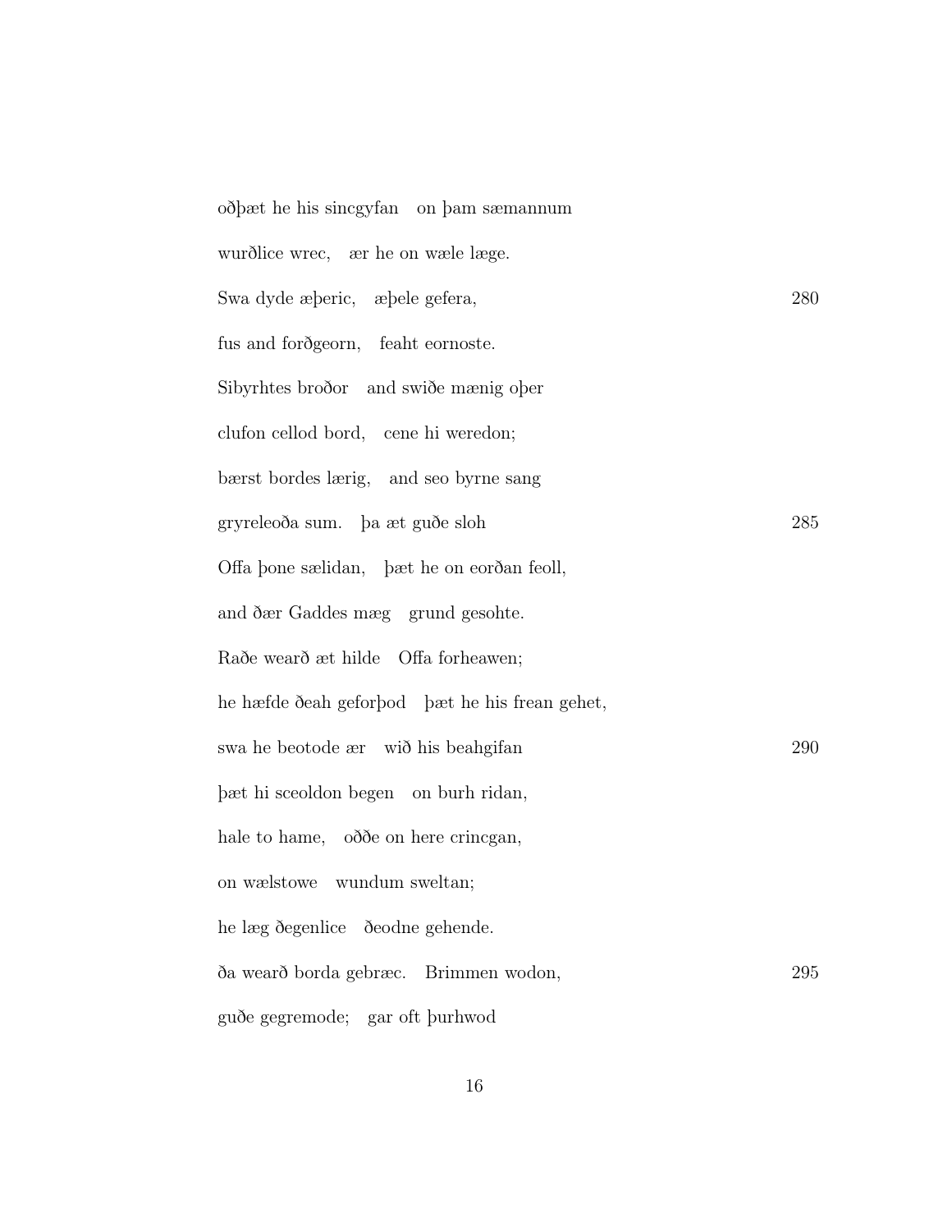oðþæt he his sincgyfan  on þam sæmannum
wurðlice wrec,  ær he on wæle læge.
Swa dyde æþeric,  æþele gefera,  280
fus and forðgeorn,  feaht eornoste.
Sibyrhtes broðor  and swiðe mænig oþer
clufon cellod bord,  cene hi weredon;
bærst bordes lærig,  and seo byrne sang
gryreleoða sum.  þa æt guðe sloh  285
Offa þone sælidan,  þæt he on eorðan feoll,
and ðær Gaddes mæg  grund gesohte.
Raðe wearð æt hilde  Offa forheawen;
he hæfde ðeah geforþod  þæt he his frean gehet,
swa he beotode ær  wið his beahgifan  290
þæt hi sceoldon begen  on burh ridan,
hale to hame,  oððe on here crincgan,
on wælstowe  wundum sweltan;
he læg ðegenlice  ðeodne gehende.
ða wearð borda gebræc.  Brimmen wodon,  295
guðe gegremode;  gar oft þurhwod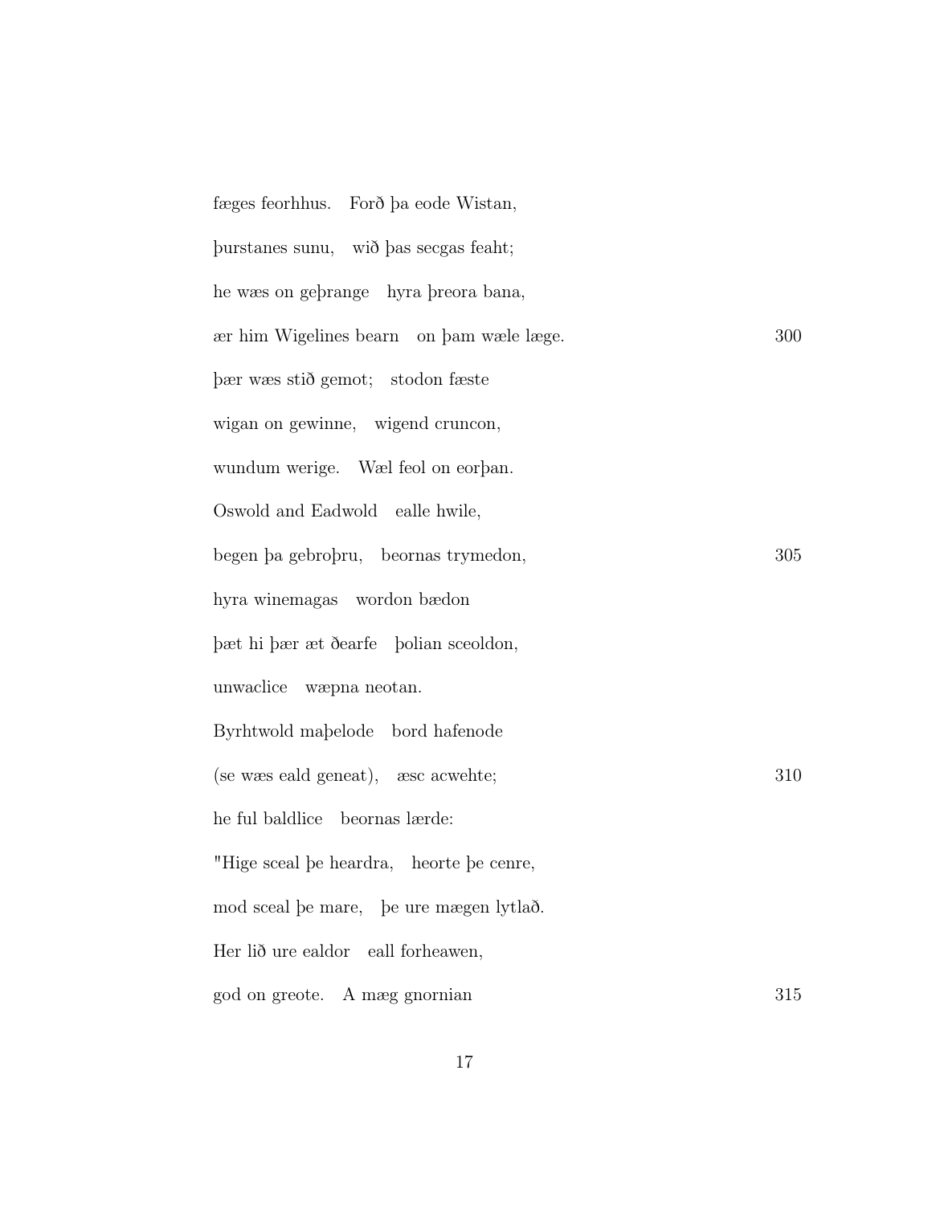fæges feorhhus.   Forð þa eode Wistan,

þurstanes sunu,   wið þas secgas feaht;

he wæs on geþrange   hyra þreora bana,

ær him Wigelines bearn   on þam wæle læge.   300

þær wæs stið gemot;   stodon fæste

wigan on gewinne,   wigend cruncon,

wundum werige.   Wæl feol on eorþan.

Oswold and Eadwold   ealle hwile,

begen þa gebroþru,   beornas trymedon,   305

hyra winemagas   wordon bædon

þæt hi þær æt ðearfe   þolian sceoldon,

unwaclice   wæpna neotan.

Byrhtwold maþelode   bord hafenode

(se wæs eald geneat),   æsc acwehte;   310

he ful baldlice   beornas lærde:

"Hige sceal þe heardra,   heorte þe cenre,

mod sceal þe mare,   þe ure mægen lytlað.

Her lið ure ealdor   eall forheawen,

god on greote.   A mæg gnornian   315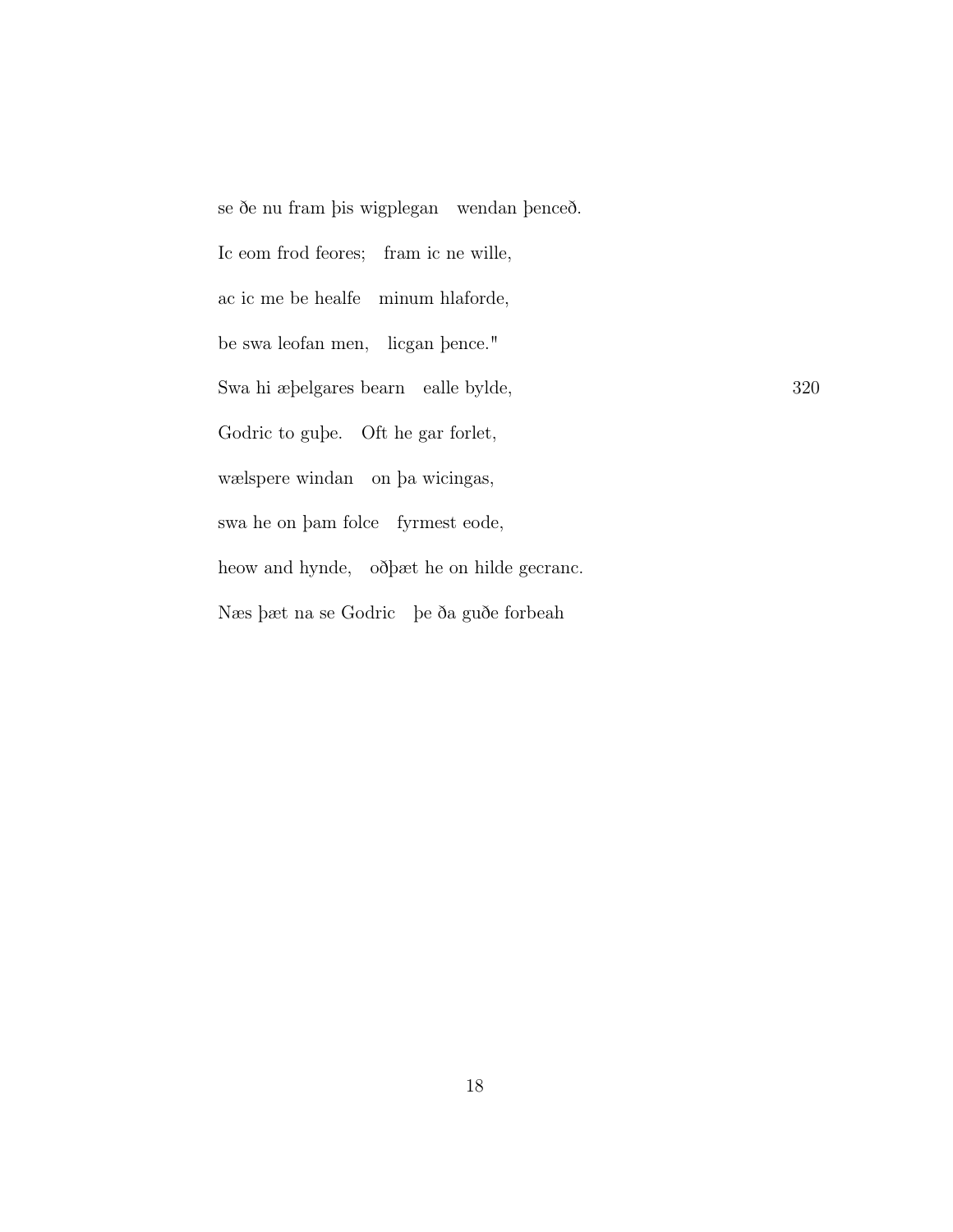se ðe nu fram þis wigplegan    wendan þenceð.

Ic eom frod feores;    fram ic ne wille,

ac ic me be healfe    minum hlaforde,

be swa leofan men,    licgan þence."

Swa hi æþelgares bearn    ealle bylde,    320

Godric to guþe.    Oft he gar forlet,

wælspere windan    on þa wicingas,

swa he on þam folce    fyrmest eode,

heow and hynde,    oðþæt he on hilde gecranc.

Næs þæt na se Godric    þe ða guðe forbeah